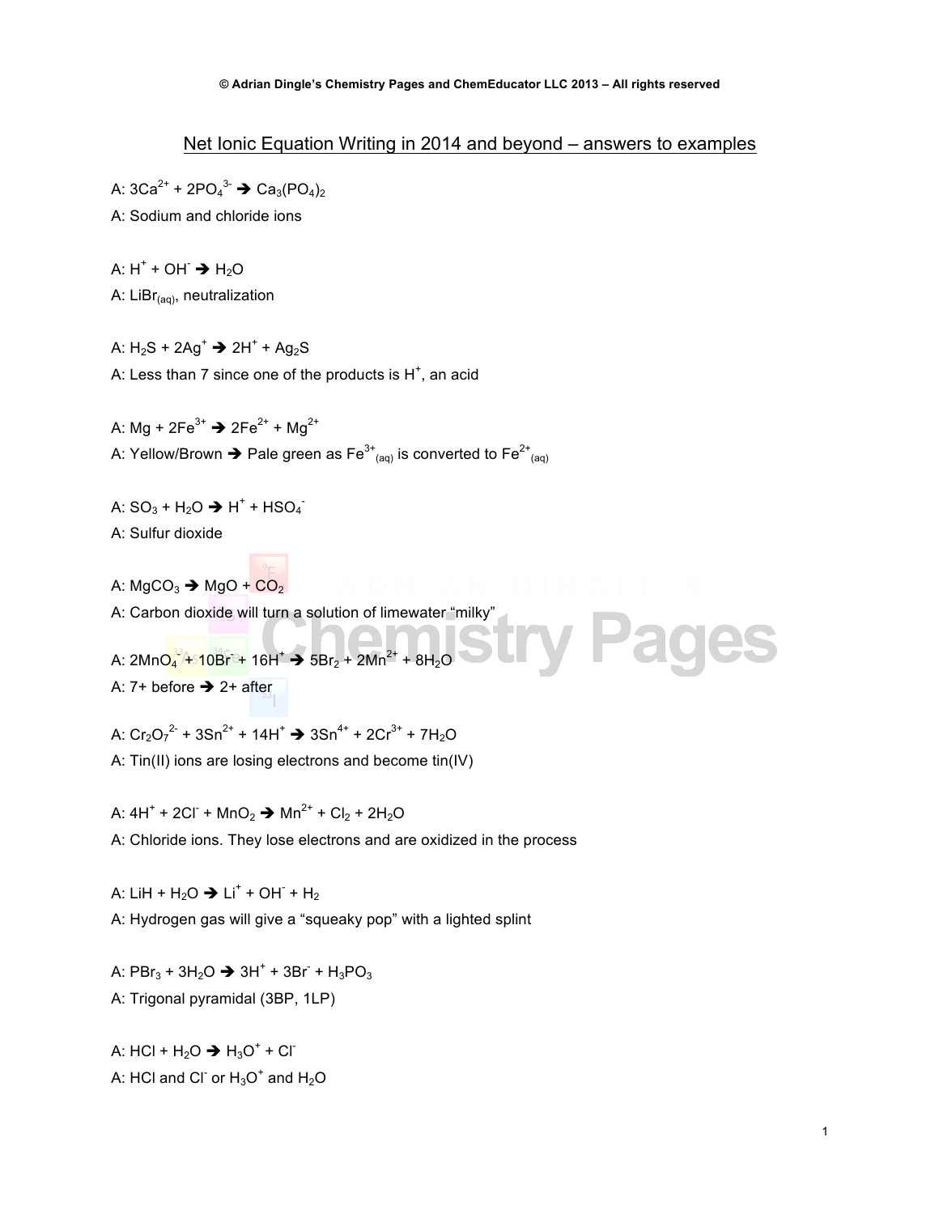© Adrian Dingle's Chemistry Pages and ChemEducator LLC 2013 – All rights reserved

# Net Ionic Equation Writing in 2014 and beyond – answers to examples

A: $3Ca^{2+} + 2PO_4^{3-} \rightarrow Ca_3(PO_4)_2$

A: Sodium and chloride ions

A: $H^+ + OH^- \rightarrow H_2O$

A: $LiBr_{(aq)}$, neutralization

A: $H_2S + 2Ag^+ \rightarrow 2H^+ + Ag_2S$

A: Less than 7 since one of the products is $H^+$, an acid

A: $Mg + 2Fe^{3+} \rightarrow 2Fe^{2+} + Mg^{2+}$

A: Yellow/Brown ➔ Pale green as $Fe^{3+}_{(aq)}$ is converted to $Fe^{2+}_{(aq)}$

A: $SO_3 + H_2O \rightarrow H^+ + HSO_4^-$

A: Sulfur dioxide

A: $MgCO_3 \rightarrow MgO + CO_2$

A: Carbon dioxide will turn a solution of limewater "milky"

A: $2MnO_4^- + 10Br^- + 16H^+ \rightarrow 5Br_2 + 2Mn^{2+} + 8H_2O$

A: 7+ before ➔ 2+ after

A: $Cr_2O_7^{2-} + 3Sn^{2+} + 14H^+ \rightarrow 3Sn^{4+} + 2Cr^{3+} + 7H_2O$

A: Tin(II) ions are losing electrons and become tin(IV)

A: $4H^+ + 2Cl^- + MnO_2 \rightarrow Mn^{2+} + Cl_2 + 2H_2O$

A: Chloride ions. They lose electrons and are oxidized in the process

A: $LiH + H_2O \rightarrow Li^+ + OH^- + H_2$

A: Hydrogen gas will give a "squeaky pop" with a lighted splint

A: $PBr_3 + 3H_2O \rightarrow 3H^+ + 3Br^- + H_3PO_3$

A: Trigonal pyramidal (3BP, 1LP)

A: $HCl + H_2O \rightarrow H_3O^+ + Cl^-$

A: $HCl$ and $Cl^-$ or $H_3O^+$ and $H_2O$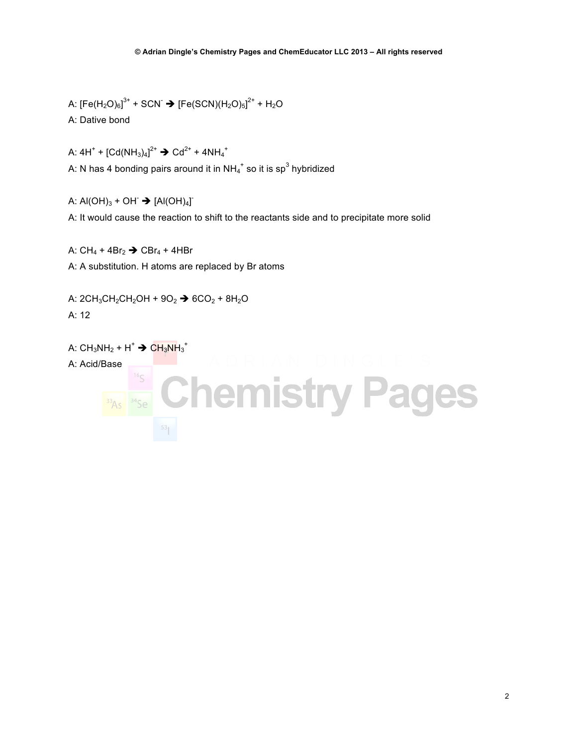A: $[Fe(H_2O)_6]^{3+} + SCN^- \rightarrow [Fe(SCN)(H_2O)_5]^{2+} + H_2O$

A: Dative bond

A: $4H^+ + [Cd(NH_3)_4]^{2+} \rightarrow Cd^{2+} + 4NH_4^+$

A: N has 4 bonding pairs around it in $NH_4^+$ so it is $sp^3$ hybridized

A: $Al(OH)_3 + OH^- \rightarrow [Al(OH)_4]^-$

A: It would cause the reaction to shift to the reactants side and to precipitate more solid

A: $CH_4 + 4Br_2 \rightarrow CBr_4 + 4HBr$

A: A substitution. H atoms are replaced by Br atoms

A: $2CH_3CH_2CH_2OH + 9O_2 \rightarrow 6CO_2 + 8H_2O$

A: 12

A: $CH_3NH_2 + H^+ \rightarrow CH_3NH_3^+$

A: Acid/Base